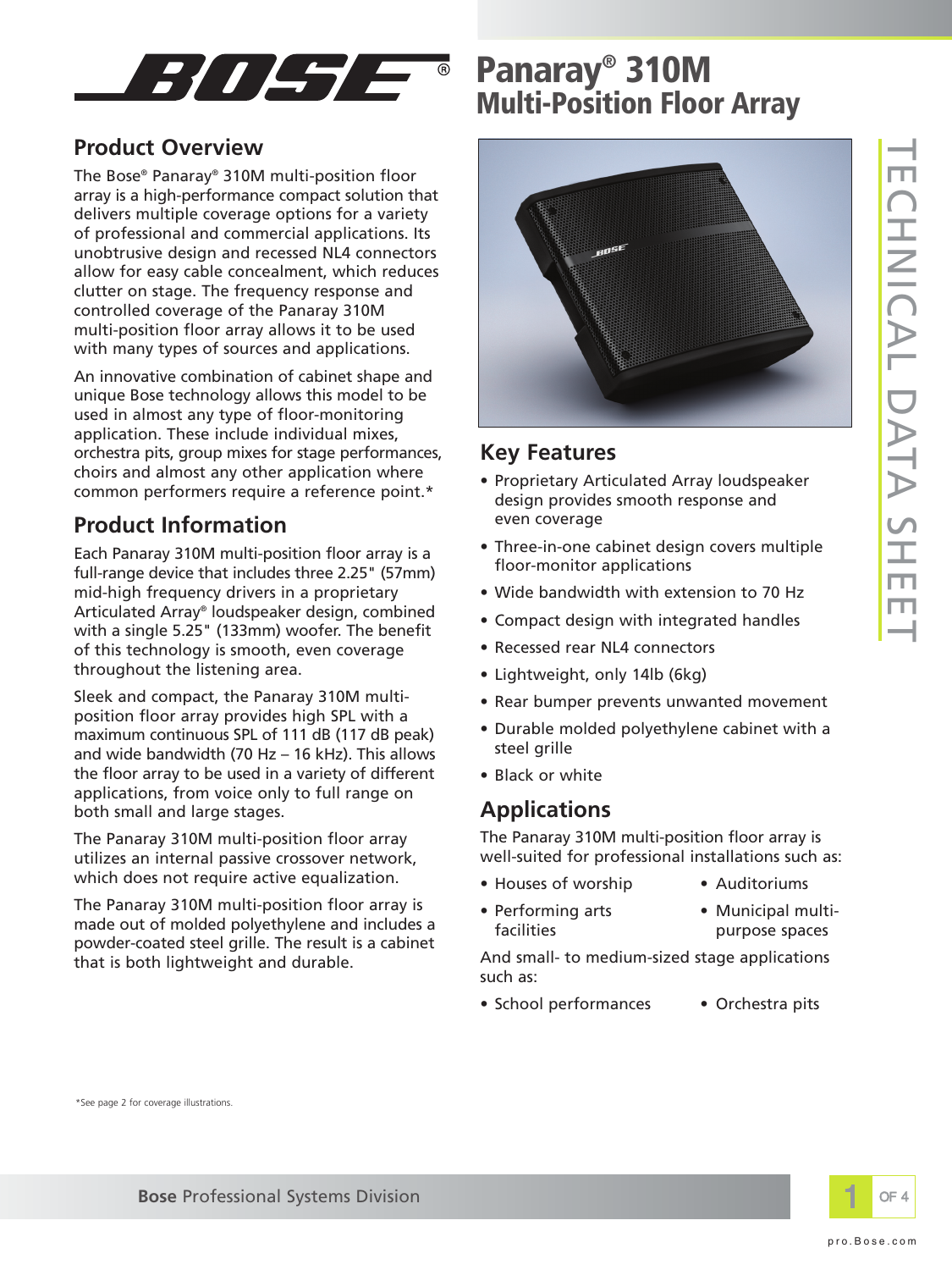# Panaray® 310M Multi-Position Floor Array

## Product Overview

The Bose® Panaray® 310M multi-position floor array is a high-performance compact solution that delivers multiple coverage options for a variety of professional and commercial applications. Its unobtrusive design and recessed NL4 connectors allow for easy cable concealment, which reduces clutter on stage. The frequency response and controlled coverage of the Panaray 310M multi-position floor array allows it to be used with many types of sources and applications.

An innovative combination of cabinet shape and unique Bose technology allows this model to be used in almost any type of floor-monitoring application. These include individual mixes, orchestra pits, group mixes for stage performances, choirs and almost any other application where common performers require a reference point.*

## Product Information

Each Panaray 310M multi-position floor array is a full-range device that includes three 2.25" (57mm) mid-high frequency drivers in a proprietary Articulated Array® loudspeaker design, combined with a single 5.25" (133mm) woofer. The benefit of this technology is smooth, even coverage throughout the listening area.

Sleek and compact, the Panaray 310M multi-position floor array provides high SPL with a maximum continuous SPL of 111 dB (117 dB peak) and wide bandwidth (70 Hz – 16 kHz). This allows the floor array to be used in a variety of different applications, from voice only to full range on both small and large stages.

The Panaray 310M multi-position floor array utilizes an internal passive crossover network, which does not require active equalization.

The Panaray 310M multi-position floor array is made out of molded polyethylene and includes a powder-coated steel grille. The result is a cabinet that is both lightweight and durable.

## Key Features

- Proprietary Articulated Array loudspeaker design provides smooth response and even coverage
- Three-in-one cabinet design covers multiple floor-monitor applications
- Wide bandwidth with extension to 70 Hz
- Compact design with integrated handles
- Recessed rear NL4 connectors
- Lightweight, only 14lb (6kg)
- Rear bumper prevents unwanted movement
- Durable molded polyethylene cabinet with a steel grille
- Black or white

## Applications

The Panaray 310M multi-position floor array is well-suited for professional installations such as:

- Houses of worship
- Performing arts facilities
- Auditoriums
- Municipal multi-purpose spaces

And small- to medium-sized stage applications such as:

- School performances
- Orchestra pits

*See page 2 for coverage illustrations.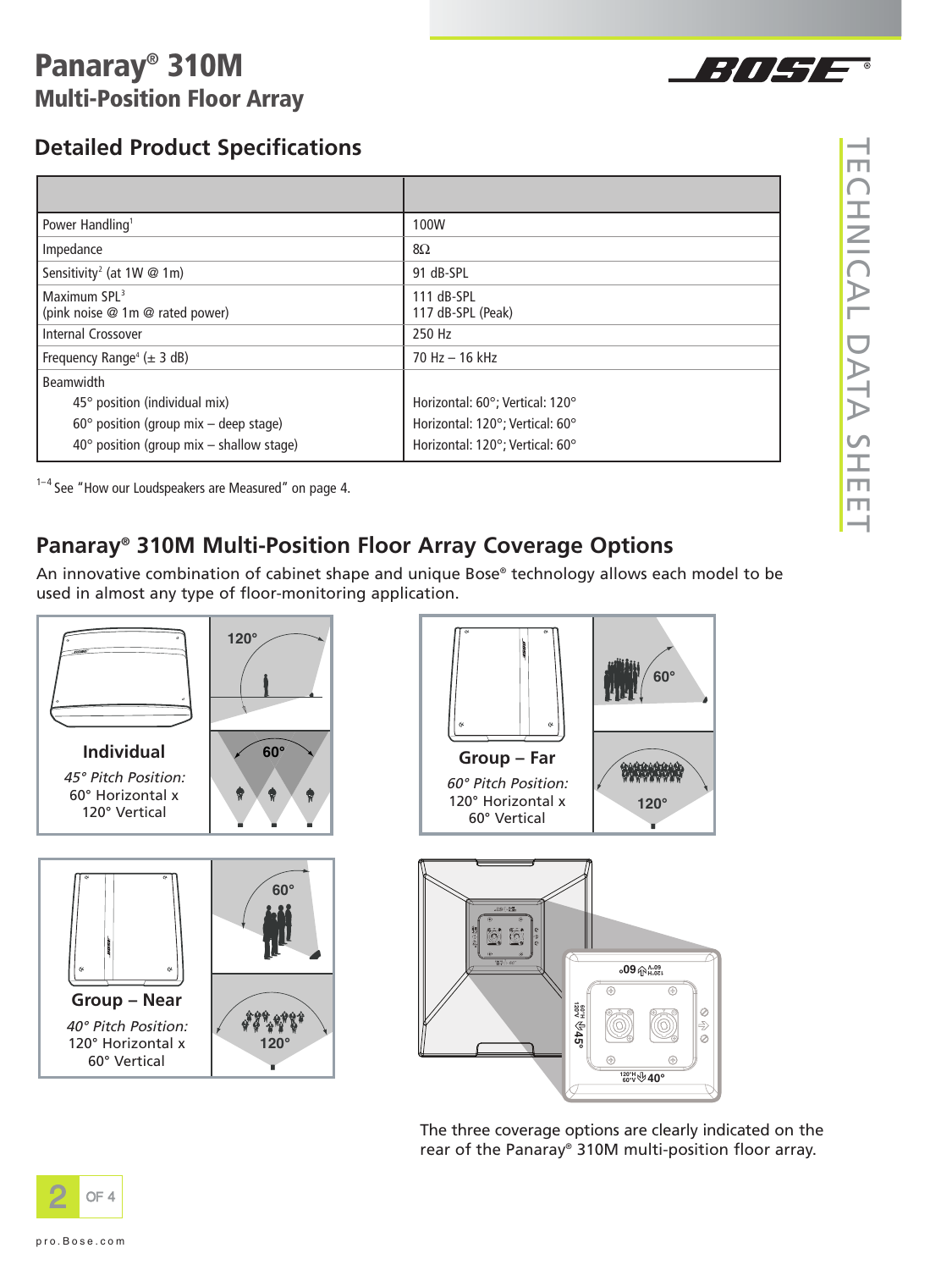# Panaray® 310M
## Multi-Position Floor Array

## Detailed Product Specifications

| | |
|---|---|
| Power Handling[1] | 100W |
| Impedance | 8Ω |
| Sensitivity[2] (at 1W @ 1m) | 91 dB-SPL |
| Maximum SPL[3] (pink noise @ 1m @ rated power) | 111 dB-SPL<br>117 dB-SPL (Peak) |
| Internal Crossover | 250 Hz |
| Frequency Range[4] (± 3 dB) | 70 Hz – 16 kHz |
| Beamwidth | |
| 45° position (individual mix) | Horizontal: 60°; Vertical: 120° |
| 60° position (group mix – deep stage) | Horizontal: 120°; Vertical: 60° |
| 40° position (group mix – shallow stage) | Horizontal: 120°; Vertical: 60° |

[1–4] See "How our Loudspeakers are Measured" on page 4.

## Panaray® 310M Multi-Position Floor Array Coverage Options

An innovative combination of cabinet shape and unique Bose® technology allows each model to be used in almost any type of floor-monitoring application.

**Individual**
*45° Pitch Position:*
60° Horizontal x
120° Vertical

**Group – Far**
*60° Pitch Position:*
120° Horizontal x
60° Vertical

**Group – Near**
*40° Pitch Position:*
120° Horizontal x
60° Vertical

The three coverage options are clearly indicated on the rear of the Panaray® 310M multi-position floor array.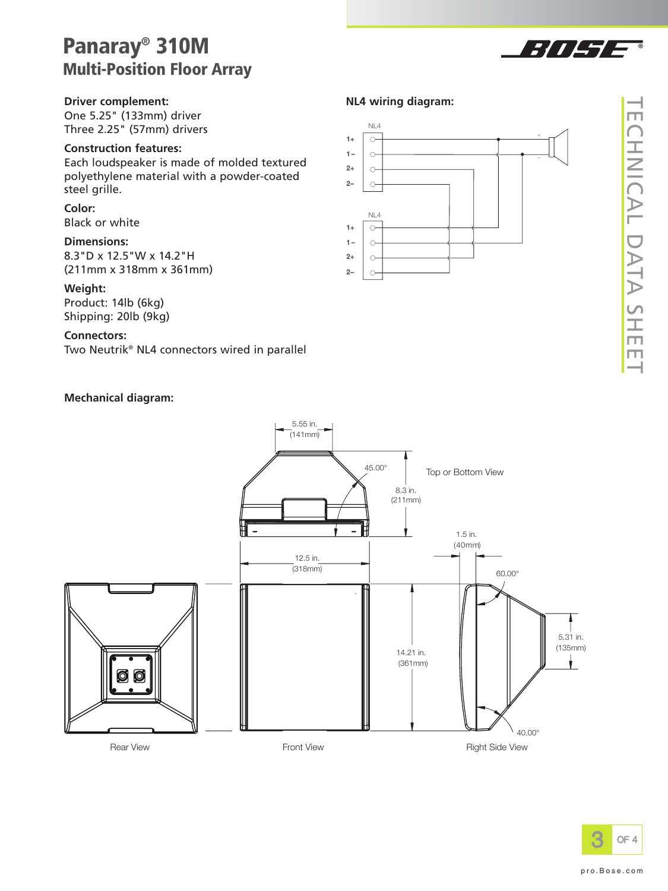# Panaray® 310M
## Multi-Position Floor Array

**Driver complement:**
One 5.25" (133mm) driver
Three 2.25" (57mm) drivers

**Construction features:**
Each loudspeaker is made of molded textured polyethylene material with a powder-coated steel grille.

**Color:**
Black or white

**Dimensions:**
8.3"D x 12.5"W x 14.2"H
(211mm x 318mm x 361mm)

**Weight:**
Product: 14lb (6kg)
Shipping: 20lb (9kg)

**Connectors:**
Two Neutrik® NL4 connectors wired in parallel

**NL4 wiring diagram:**

NL4
1+
1–
2+
2–

NL4
1+
1–
2+
2–

**Mechanical diagram:**

5.55 in. (141mm)
45.00°
8.3 in. (211mm)
Top or Bottom View
1.5 in. (40mm)
12.5 in. (318mm)
60.00°
14.21 in. (361mm)
5.31 in. (135mm)
40.00°

Rear View
Front View
Right Side View

TECHNICAL DATA SHEET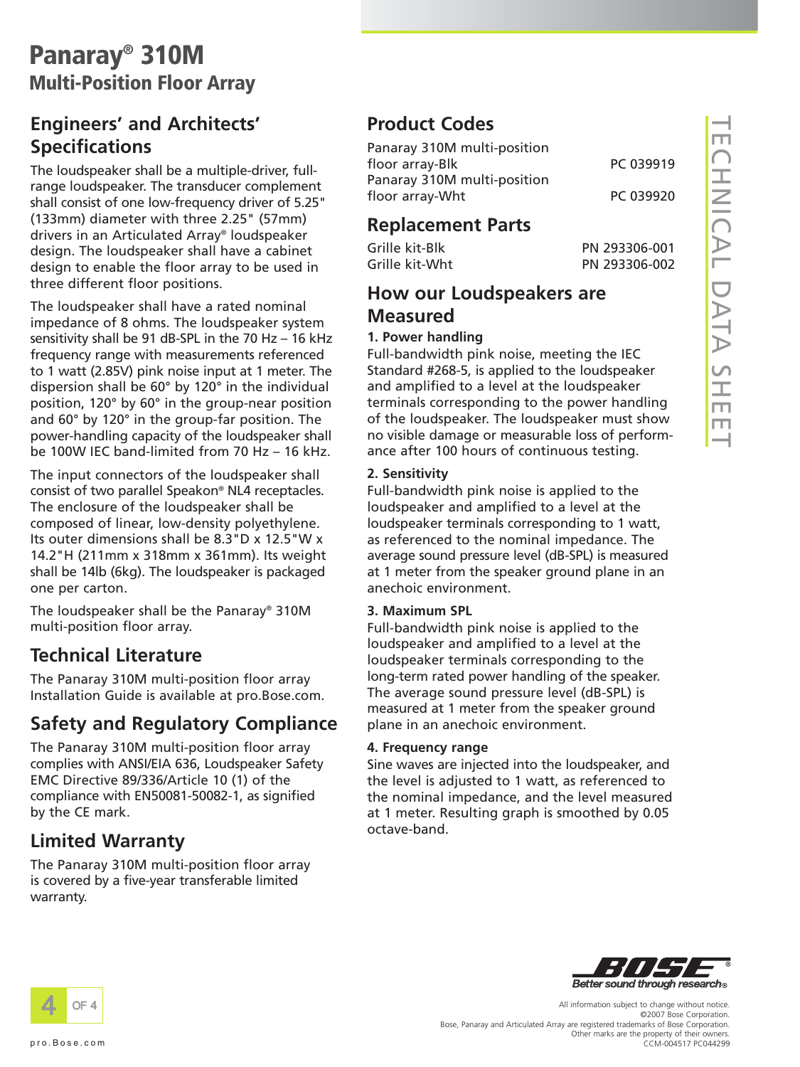# Panaray® 310M

## Multi-Position Floor Array

## Engineers' and Architects' Specifications

The loudspeaker shall be a multiple-driver, full-range loudspeaker. The transducer complement shall consist of one low-frequency driver of 5.25" (133mm) diameter with three 2.25" (57mm) drivers in an Articulated Array® loudspeaker design. The loudspeaker shall have a cabinet design to enable the floor array to be used in three different floor positions.

The loudspeaker shall have a rated nominal impedance of 8 ohms. The loudspeaker system sensitivity shall be 91 dB-SPL in the 70 Hz – 16 kHz frequency range with measurements referenced to 1 watt (2.85V) pink noise input at 1 meter. The dispersion shall be 60° by 120° in the individual position, 120° by 60° in the group-near position and 60° by 120° in the group-far position. The power-handling capacity of the loudspeaker shall be 100W IEC band-limited from 70 Hz – 16 kHz.

The input connectors of the loudspeaker shall consist of two parallel Speakon® NL4 receptacles. The enclosure of the loudspeaker shall be composed of linear, low-density polyethylene. Its outer dimensions shall be 8.3"D x 12.5"W x 14.2"H (211mm x 318mm x 361mm). Its weight shall be 14lb (6kg). The loudspeaker is packaged one per carton.

The loudspeaker shall be the Panaray® 310M multi-position floor array.

## Technical Literature

The Panaray 310M multi-position floor array Installation Guide is available at pro.Bose.com.

## Safety and Regulatory Compliance

The Panaray 310M multi-position floor array complies with ANSI/EIA 636, Loudspeaker Safety EMC Directive 89/336/Article 10 (1) of the compliance with EN50081-50082-1, as signified by the CE mark.

## Limited Warranty

The Panaray 310M multi-position floor array is covered by a five-year transferable limited warranty.

## Product Codes

| | |
|---|---|
| Panaray 310M multi-position floor array-Blk | PC 039919 |
| Panaray 310M multi-position floor array-Wht | PC 039920 |

## Replacement Parts

| | |
|---|---|
| Grille kit-Blk | PN 293306-001 |
| Grille kit-Wht | PN 293306-002 |

## How our Loudspeakers are Measured

**1. Power handling**

Full-bandwidth pink noise, meeting the IEC Standard #268-5, is applied to the loudspeaker and amplified to a level at the loudspeaker terminals corresponding to the power handling of the loudspeaker. The loudspeaker must show no visible damage or measurable loss of performance after 100 hours of continuous testing.

**2. Sensitivity**

Full-bandwidth pink noise is applied to the loudspeaker and amplified to a level at the loudspeaker terminals corresponding to 1 watt, as referenced to the nominal impedance. The average sound pressure level (dB-SPL) is measured at 1 meter from the speaker ground plane in an anechoic environment.

**3. Maximum SPL**

Full-bandwidth pink noise is applied to the loudspeaker and amplified to a level at the loudspeaker terminals corresponding to the long-term rated power handling of the speaker. The average sound pressure level (dB-SPL) is measured at 1 meter from the speaker ground plane in an anechoic environment.

**4. Frequency range**

Sine waves are injected into the loudspeaker, and the level is adjusted to 1 watt, as referenced to the nominal impedance, and the level measured at 1 meter. Resulting graph is smoothed by 0.05 octave-band.

BOSE®
Better sound through research®

All information subject to change without notice.
©2007 Bose Corporation.
Bose, Panaray and Articulated Array are registered trademarks of Bose Corporation.
Other marks are the property of their owners.
CCM-004517 PC044299